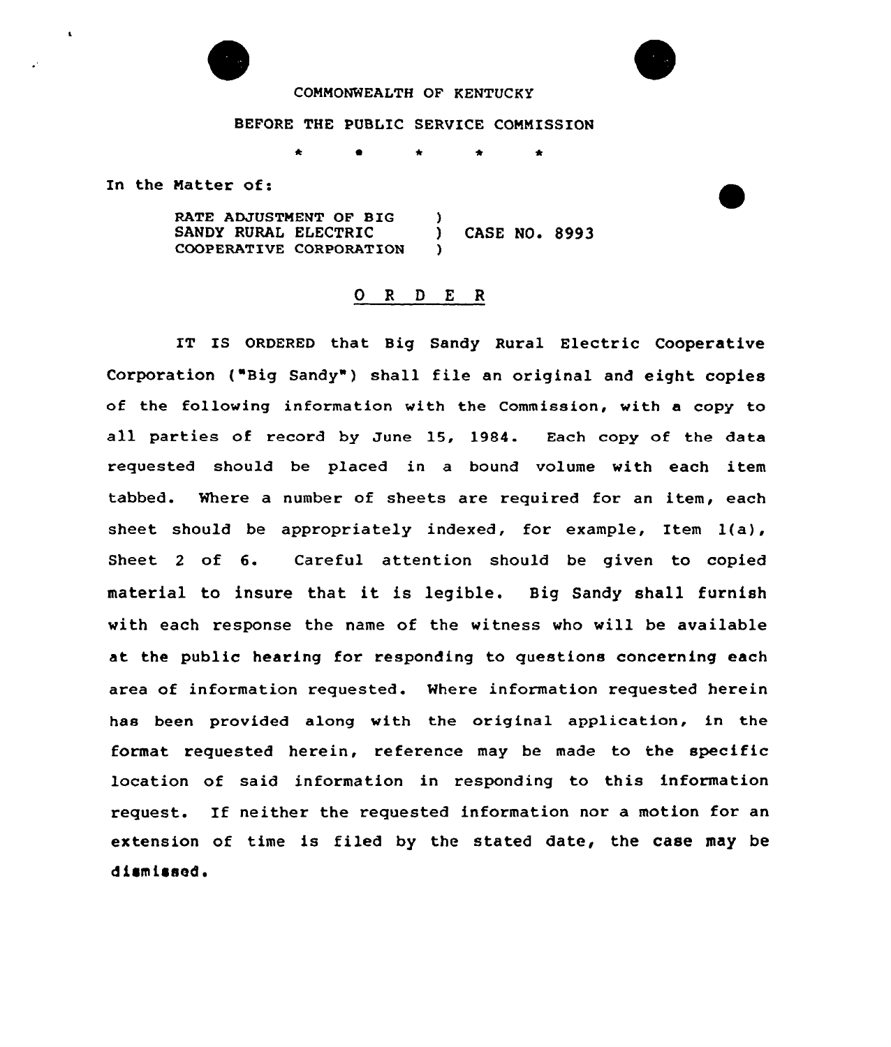COMMONWEALTH OF KENTUCKY

BEFORE THE PUBLIC SERVICE COMMISSION

\* • \* \* \*

In the Matter of:

| | | |
|---|---|---|
| RATE ADJUSTMENT OF BIG | ) | |
| SANDY RURAL ELECTRIC | ) | CASE NO. 8993 |
| COOPERATIVE CORPORATION | ) | |

# O R D E R

IT IS ORDERED that Big Sandy Rural Electric Cooperative Corporation ("Big Sandy") shall file an original and eight copies of the following information with the Commission, with a copy to all parties of record by June 15, 1984. Each copy of the data requested should be placed in a bound volume with each item tabbed. Where a number of sheets are required for an item, each sheet should be appropriately indexed, for example, Item 1(a), Sheet 2 of 6. Careful attention should be given to copied material to insure that it is legible. Big Sandy shall furnish with each response the name of the witness who will be available at the public hearing for responding to questions concerning each area of information requested. Where information requested herein has been provided along with the original application, in the format requested herein, reference may be made to the specific location of said information in responding to this information request. If neither the requested information nor a motion for an extension of time is filed by the stated date, the case may be dismissed.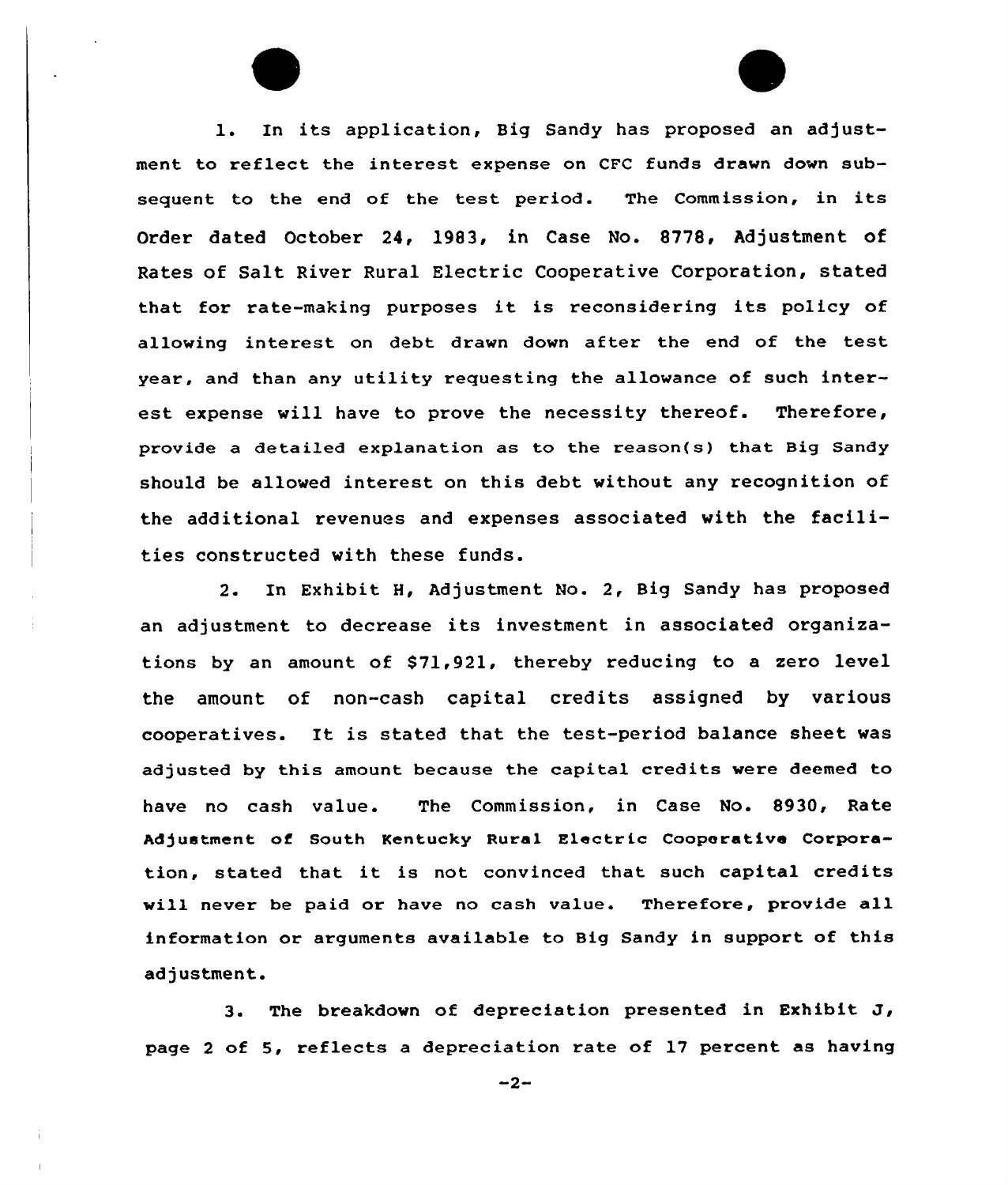1. In its application, Big Sandy has proposed an adjustment to reflect the interest expense on CFC funds drawn down subsequent to the end of the test period. The Commission, in its Order dated October 24, 1983, in Case No. 8778, Adjustment of Rates of Salt River Rural Electric Cooperative Corporation, stated that for rate-making purposes it is reconsidering its policy of allowing interest on debt drawn down after the end of the test year, and than any utility requesting the allowance of such interest expense will have to prove the necessity thereof. Therefore, provide a detailed explanation as to the reason(s) that Big Sandy should be allowed interest on this debt without any recognition of the additional revenues and expenses associated with the facilities constructed with these funds.

2. In Exhibit H, Adjustment No. 2, Big Sandy has proposed an adjustment to decrease its investment in associated organizations by an amount of $71,921, thereby reducing to a zero level the amount of non-cash capital credits assigned by various cooperatives. It is stated that the test-period balance sheet was adjusted by this amount because the capital credits were deemed to have no cash value. The Commission, in Case No. 8930, Rate Adjustment of South Kentucky Rural Electric Cooperative Corporation, stated that it is not convinced that such capital credits will never be paid or have no cash value. Therefore, provide all information or arguments available to Big Sandy in support of this adjustment.

3. The breakdown of depreciation presented in Exhibit J, page 2 of 5, reflects a depreciation rate of 17 percent as having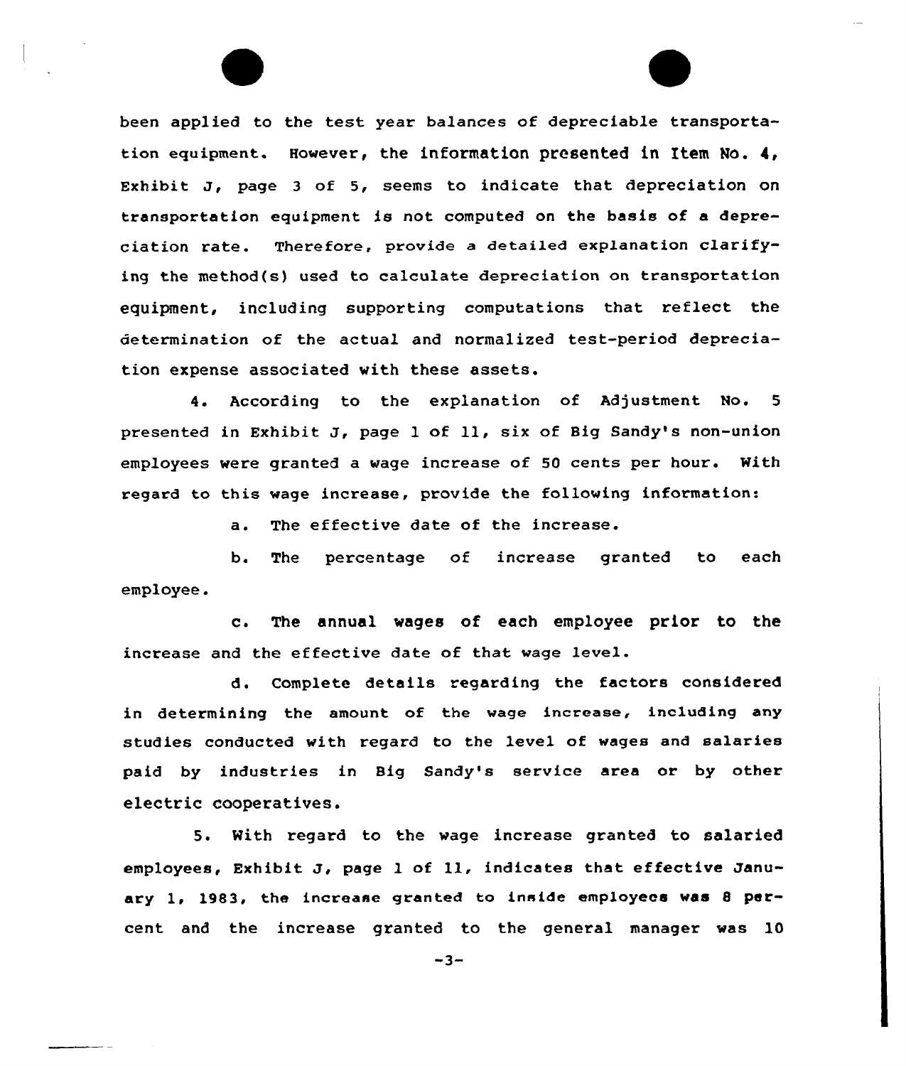been applied to the test year balances of depreciable transportation equipment. However, the information presented in Item No. 4, Exhibit J, page 3 of 5, seems to indicate that depreciation on transportation equipment is not computed on the basis of a depreciation rate. Therefore, provide a detailed explanation clarifying the method(s) used to calculate depreciation on transportation equipment, including supporting computations that reflect the determination of the actual and normalized test-period depreciation expense associated with these assets.

4. According to the explanation of Adjustment No. 5 presented in Exhibit J, page 1 of 11, six of Big Sandy's non-union employees were granted a wage increase of 50 cents per hour. With regard to this wage increase, provide the following information:

a. The effective date of the increase.

b. The percentage of increase granted to each employee.

c. The annual wages of each employee prior to the increase and the effective date of that wage level.

d. Complete details regarding the factors considered in determining the amount of the wage increase, including any studies conducted with regard to the level of wages and salaries paid by industries in Big Sandy's service area or by other electric cooperatives.

5. With regard to the wage increase granted to salaried employees, Exhibit J, page 1 of 11, indicates that effective January 1, 1983, the increase granted to inside employees was 8 percent and the increase granted to the general manager was 10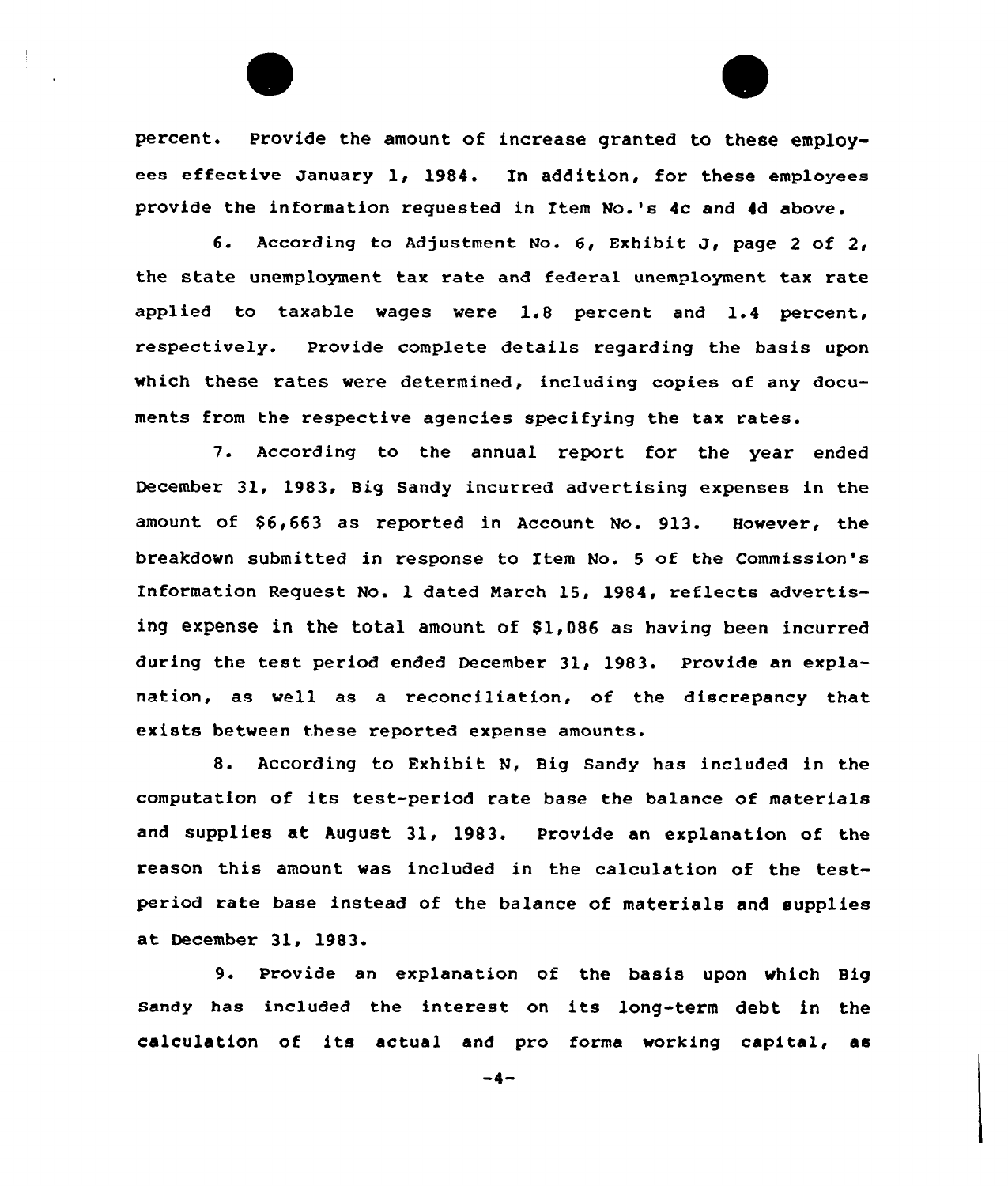percent. Provide the amount of increase granted to these employees effective January 1, 1984. In addition, for these employees provide the information requested in Item No.'s 4c and 4d above.

6. According to Adjustment No. 6, Exhibit J, page 2 of 2, the state unemployment tax rate and federal unemployment tax rate applied to taxable wages were 1.8 percent and 1.4 percent, respectively. Provide complete details regarding the basis upon which these rates were determined, including copies of any documents from the respective agencies specifying the tax rates.

7. According to the annual report for the year ended December 31, 1983, Big Sandy incurred advertising expenses in the amount of $6,663 as reported in Account No. 913. However, the breakdown submitted in response to Item No. 5 of the Commission's Information Request No. 1 dated March 15, 1984, reflects advertising expense in the total amount of $1,086 as having been incurred during the test period ended December 31, 1983. Provide an explanation, as well as a reconciliation, of the discrepancy that exists between these reported expense amounts.

8. According to Exhibit N, Big Sandy has included in the computation of its test-period rate base the balance of materials and supplies at August 31, 1983. Provide an explanation of the reason this amount was included in the calculation of the test-period rate base instead of the balance of materials and supplies at December 31, 1983.

9. Provide an explanation of the basis upon which Big Sandy has included the interest on its long-term debt in the calculation of its actual and pro forma working capital, as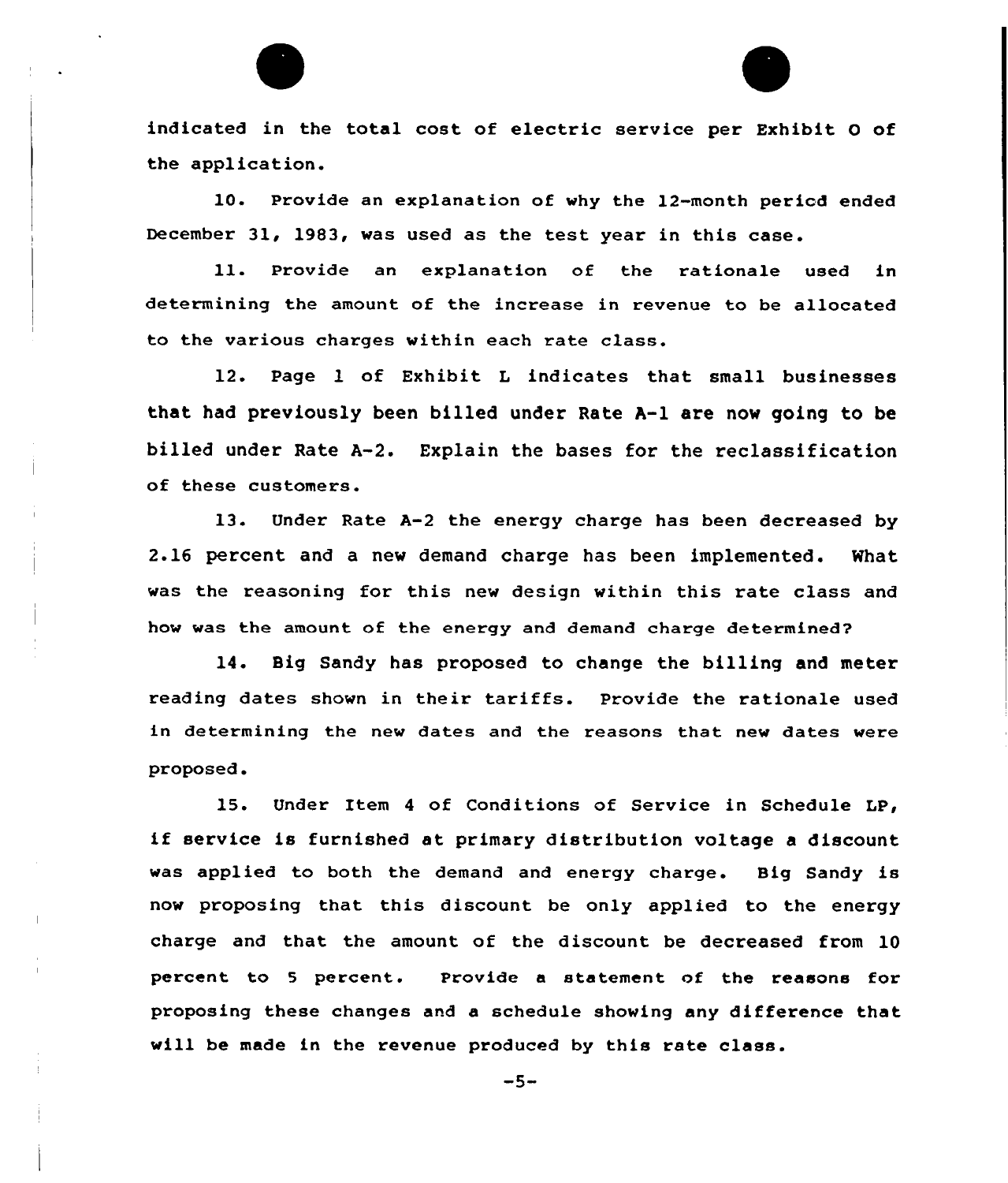indicated in the total cost of electric service per Exhibit O of the application.

10. Provide an explanation of why the 12-month pericd ended December 31, 1983, was used as the test year in this case.

11. Provide an explanation of the rationale used in determining the amount of the increase in revenue to be allocated to the various charges within each rate class.

12. Page 1 of Exhibit L indicates that small businesses that had previously been billed under Rate A-1 are now going to be billed under Rate A-2. Explain the bases for the reclassification of these customers.

13. Under Rate A-2 the energy charge has been decreased by 2.16 percent and a new demand charge has been implemented. What was the reasoning for this new design within this rate class and how was the amount of the energy and demand charge determined?

14. Big Sandy has proposed to change the billing and meter reading dates shown in their tariffs. Provide the rationale used in determining the new dates and the reasons that new dates were proposed.

15. Under Item 4 of Conditions of Service in Schedule LP, if service is furnished at primary distribution voltage a discount was applied to both the demand and energy charge. Big Sandy is now proposing that this discount be only applied to the energy charge and that the amount of the discount be decreased from 10 percent to 5 percent. Provide a statement of the reasons for proposing these changes and a schedule showing any difference that will be made in the revenue produced by this rate class.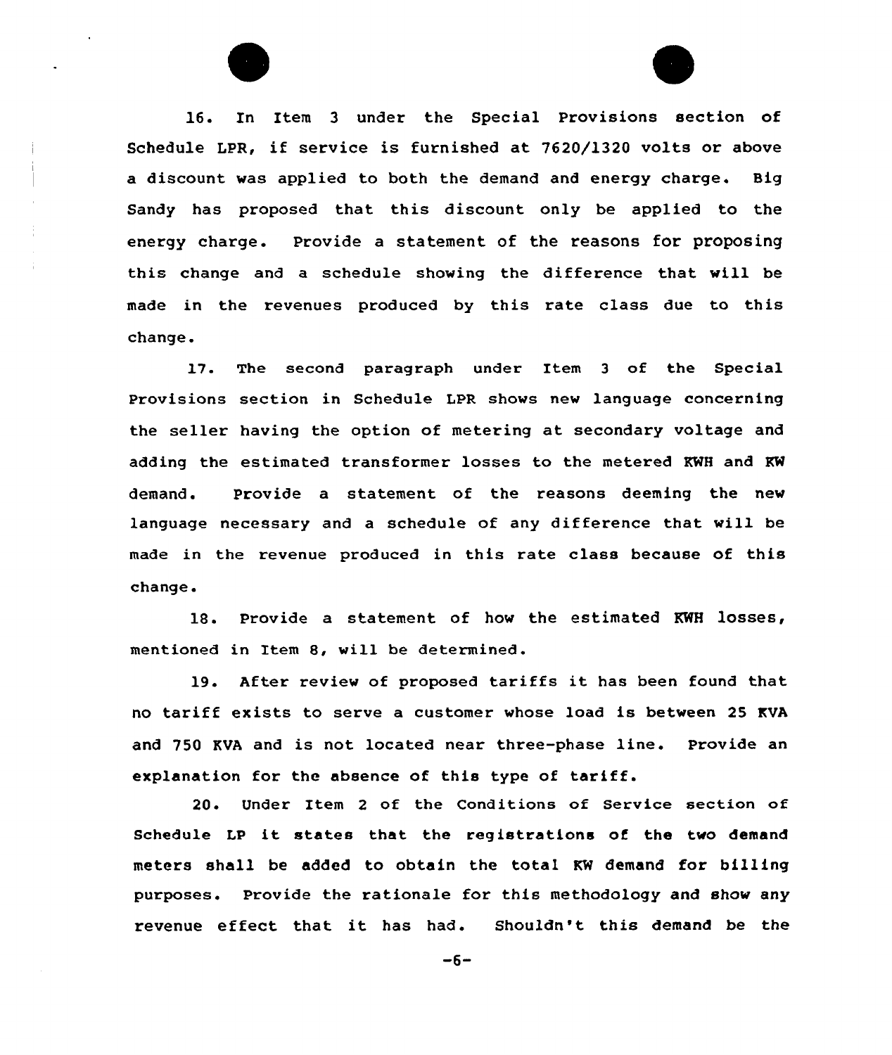16. In Item 3 under the Special Provisions section of Schedule LPR, if service is furnished at 7620/1320 volts or above a discount was applied to both the demand and energy charge. Big Sandy has proposed that this discount only be applied to the energy charge. Provide a statement of the reasons for proposing this change and a schedule showing the difference that will be made in the revenues produced by this rate class due to this change.

17. The second paragraph under Item 3 of the Special Provisions section in Schedule LPR shows new language concerning the seller having the option of metering at secondary voltage and adding the estimated transformer losses to the metered KWH and KW demand. Provide a statement of the reasons deeming the new language necessary and a schedule of any difference that will be made in the revenue produced in this rate class because of this change.

18. Provide a statement of how the estimated KWH losses, mentioned in Item 8, will be determined.

19. After review of proposed tariffs it has been found that no tariff exists to serve a customer whose load is between 25 KVA and 750 KVA and is not located near three-phase line. Provide an explanation for the absence of this type of tariff.

20. Under Item 2 of the Conditions of Service section of Schedule LP it states that the registrations of the two demand meters shall be added to obtain the total KW demand for billing purposes. Provide the rationale for this methodology and show any revenue effect that it has had. Shouldn't this demand be the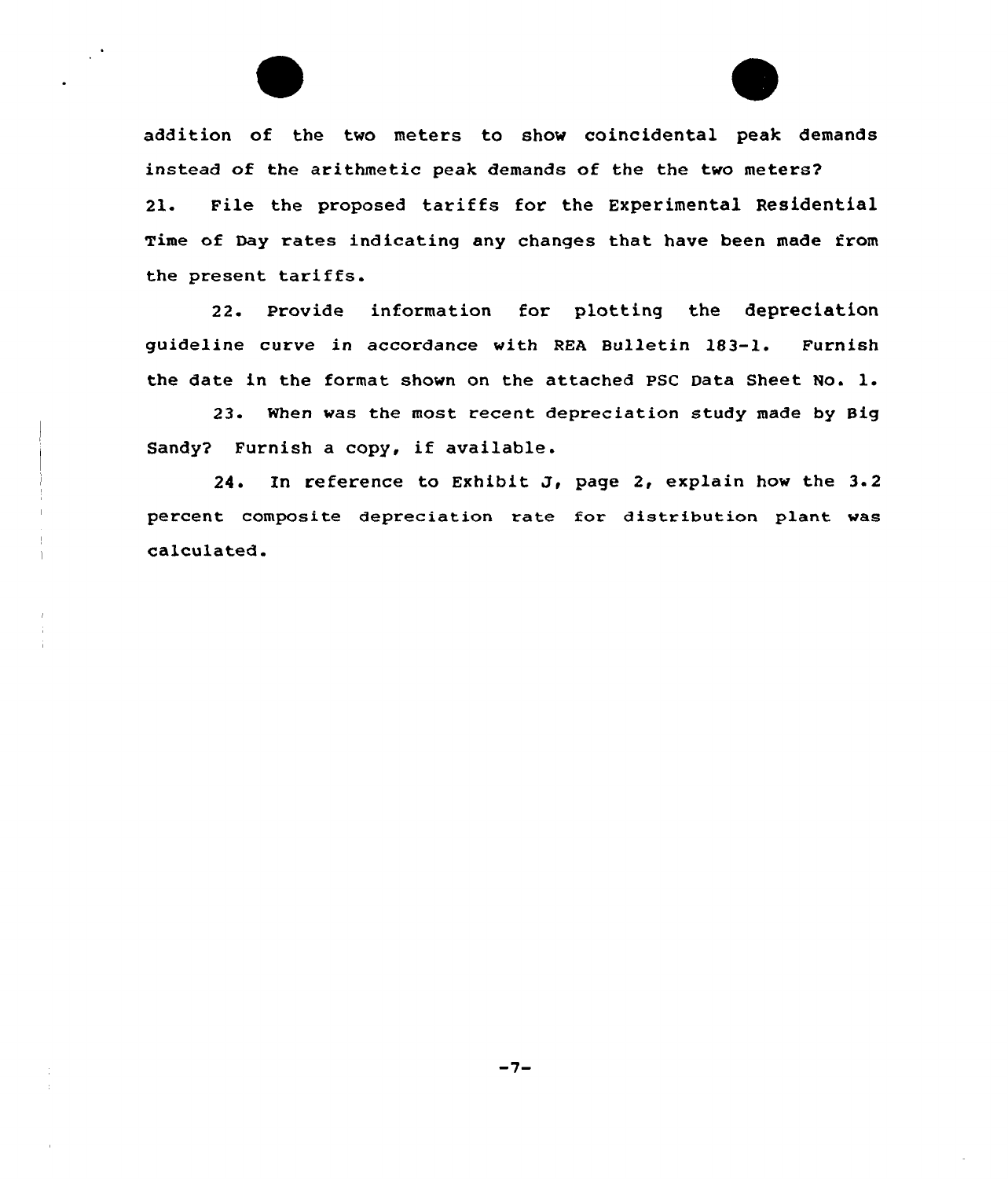addition of the two meters to show coincidental peak demands instead of the arithmetic peak demands of the the two meters?

21. File the proposed tariffs for the Experimental Residential Time of Day rates indicating any changes that have been made from the present tariffs.

22. Provide information for plotting the depreciation guideline curve in accordance with REA Bulletin 183-1. Furnish the date in the format shown on the attached PSC Data Sheet No. 1.

23. When was the most recent depreciation study made by Big Sandy? Furnish a copy, if available.

24. In reference to Exhibit J, page 2, explain how the 3.2 percent composite depreciation rate for distribution plant was calculated.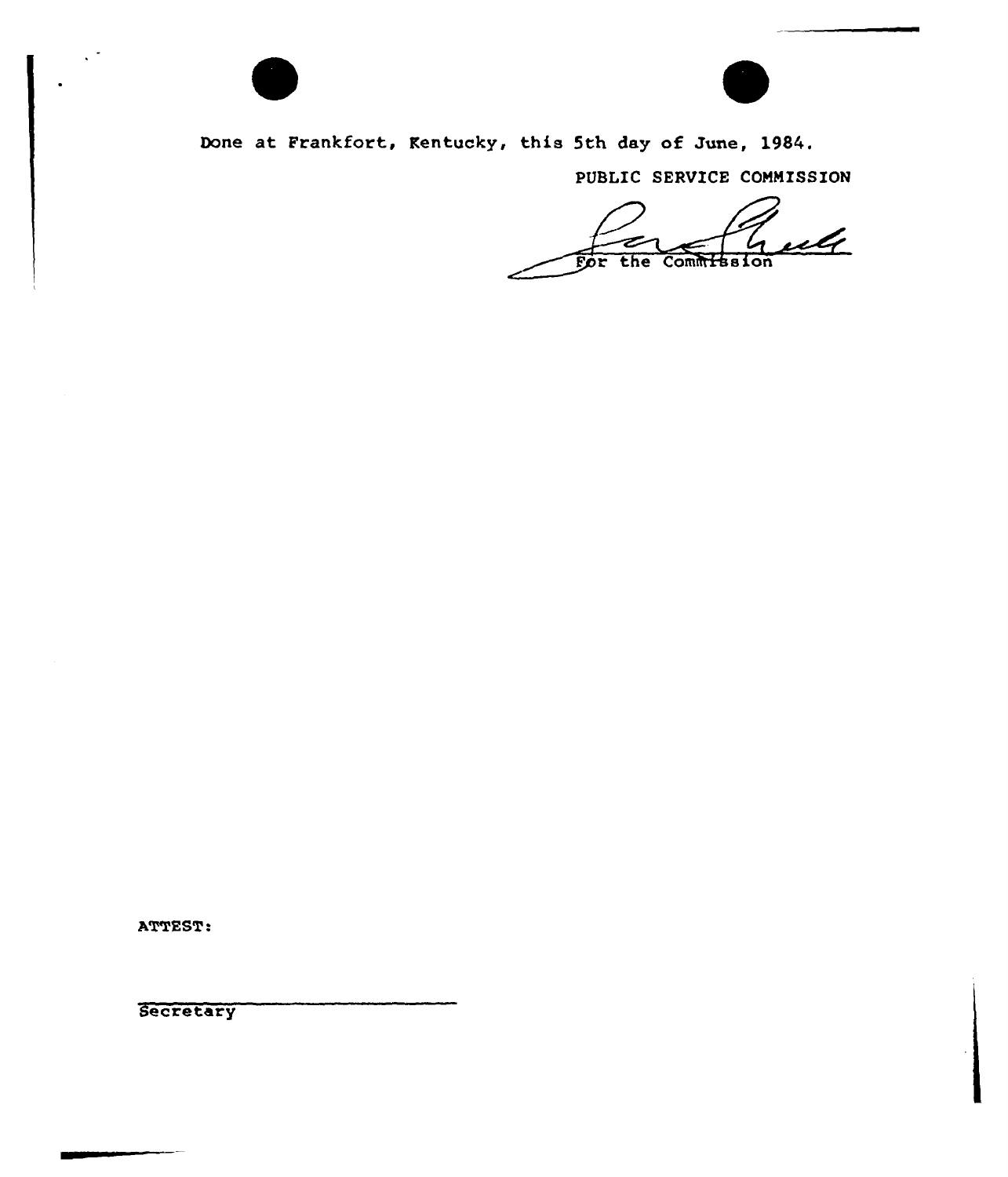Done at Frankfort, Kentucky, this 5th day of June, 1984.

PUBLIC SERVICE COMMISSION

For the Commission

ATTEST:

Secretary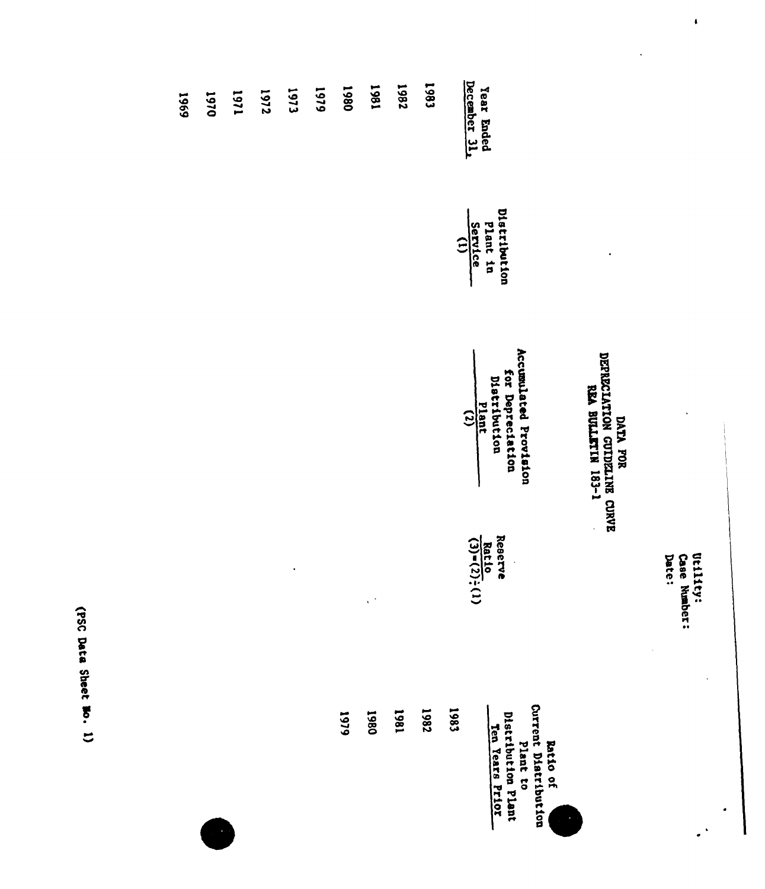Utility:
Case Number:
Date:

# DATA FOR DEPRECIATION GUIDELINE CURVE REA BULLETIN 183-1

| Year Ended December 31 | Distribution Plant in Service (1) | Accumulated Provision for Depreciation Distribution Plant (2) | Reserve Ratio $(3)=(2)\div(1)$ | | Ratio of Current Distribution Plant to Distribution Plant Ten Years Prior |
|---|---|---|---|---|---|
| 1983 | | | | 1983 | |
| 1982 | | | | 1982 | |
| 1981 | | | | 1981 | |
| 1980 | | | | 1980 | |
| 1979 | | | | 1979 | |
| 1973 | | | | | |
| 1972 | | | | | |
| 1971 | | | | | |
| 1970 | | | | | |
| 1969 | | | | | |

(PSC Data Sheet No. 1)